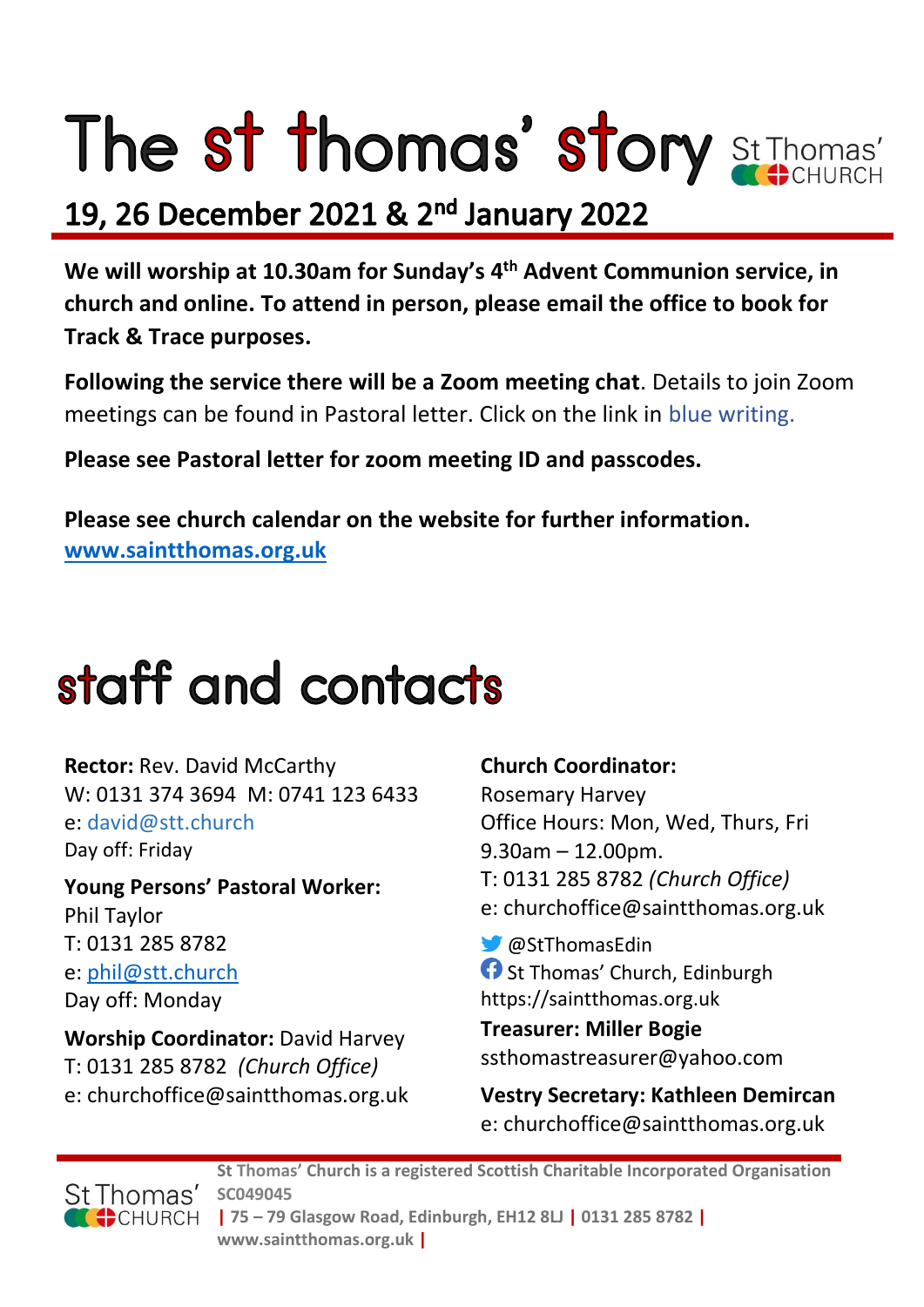# The st thomas' story

St Thomas' CHURCH

## 19, 26 December 2021 & 2nd January 2022

**We will worship at 10.30am for Sunday's 4th Advent Communion service, in church and online. To attend in person, please email the office to book for Track & Trace purposes.**

**Following the service there will be a Zoom meeting chat**. Details to join Zoom meetings can be found in Pastoral letter. Click on the link in blue writing.

**Please see Pastoral letter for zoom meeting ID and passcodes.**

**Please see church calendar on the website for further information.**
**www.saintthomas.org.uk**

# staff and contacts

**Rector:** Rev. David McCarthy
W: 0131 374 3694 M: 0741 123 6433
e: david@stt.church
Day off: Friday

**Young Persons' Pastoral Worker:**
Phil Taylor
T: 0131 285 8782
e: phil@stt.church
Day off: Monday

**Worship Coordinator:** David Harvey
T: 0131 285 8782 *(Church Office)*
e: churchoffice@saintthomas.org.uk

**Church Coordinator:**
Rosemary Harvey
Office Hours: Mon, Wed, Thurs, Fri
9.30am – 12.00pm.
T: 0131 285 8782 *(Church Office)*
e: churchoffice@saintthomas.org.uk

@StThomasEdin
St Thomas' Church, Edinburgh
https://saintthomas.org.uk

**Treasurer: Miller Bogie**
ssthomastreasurer@yahoo.com

**Vestry Secretary: Kathleen Demircan**
e: churchoffice@saintthomas.org.uk

**St Thomas' Church is a registered Scottish Charitable Incorporated Organisation SC049045 | 75 – 79 Glasgow Road, Edinburgh, EH12 8LJ | 0131 285 8782 | www.saintthomas.org.uk |**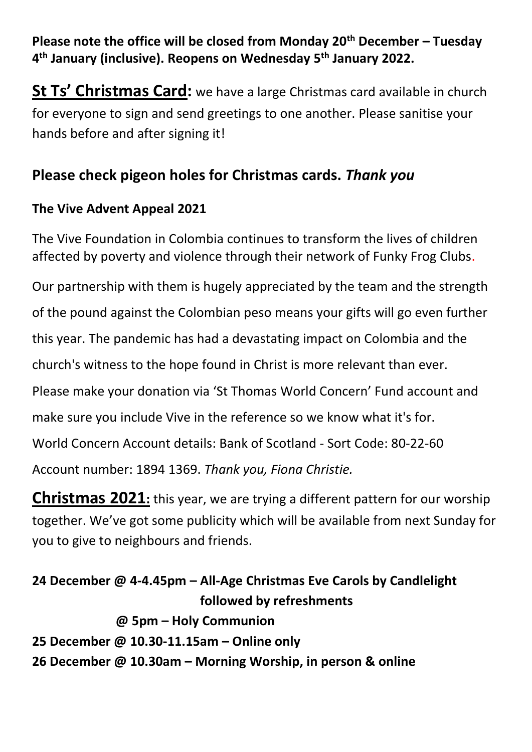**Please note the office will be closed from Monday 20th December – Tuesday 4th January (inclusive). Reopens on Wednesday 5th January 2022.**

**St Ts' Christmas Card:** we have a large Christmas card available in church for everyone to sign and send greetings to one another. Please sanitise your hands before and after signing it!

**Please check pigeon holes for Christmas cards.** ***Thank you***

**The Vive Advent Appeal 2021**

The Vive Foundation in Colombia continues to transform the lives of children affected by poverty and violence through their network of Funky Frog Clubs.

Our partnership with them is hugely appreciated by the team and the strength of the pound against the Colombian peso means your gifts will go even further this year. The pandemic has had a devastating impact on Colombia and the church's witness to the hope found in Christ is more relevant than ever. Please make your donation via 'St Thomas World Concern' Fund account and make sure you include Vive in the reference so we know what it's for. World Concern Account details: Bank of Scotland - Sort Code: 80-22-60 Account number: 1894 1369. *Thank you, Fiona Christie.*

**Christmas 2021:** this year, we are trying a different pattern for our worship together. We've got some publicity which will be available from next Sunday for you to give to neighbours and friends.

**24 December @ 4-4.45pm – All-Age Christmas Eve Carols by Candlelight followed by refreshments**

**@ 5pm – Holy Communion**

**25 December @ 10.30-11.15am – Online only**

**26 December @ 10.30am – Morning Worship, in person & online**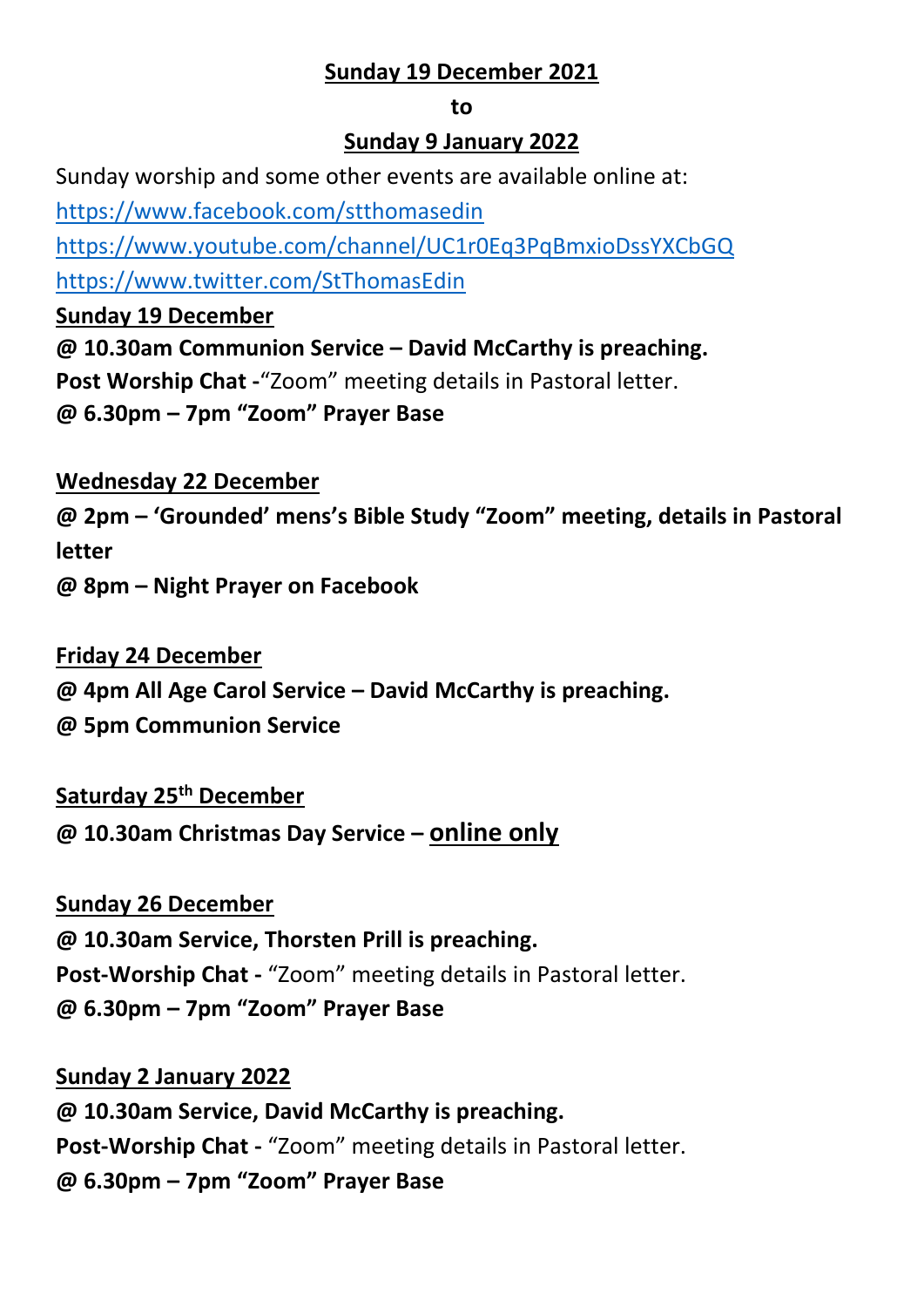**Sunday 19 December 2021**

**to**

**Sunday 9 January 2022**

Sunday worship and some other events are available online at:

https://www.facebook.com/stthomasedin

https://www.youtube.com/channel/UC1r0Eq3PqBmxioDssYXCbGQ

https://www.twitter.com/StThomasEdin

**Sunday 19 December**

**@ 10.30am Communion Service – David McCarthy is preaching.**

**Post Worship Chat -**“Zoom” meeting details in Pastoral letter.

**@ 6.30pm – 7pm “Zoom” Prayer Base**

**Wednesday 22 December**

**@ 2pm – ‘Grounded’ mens’s Bible Study “Zoom” meeting, details in Pastoral letter**

**@ 8pm – Night Prayer on Facebook**

**Friday 24 December**

**@ 4pm All Age Carol Service – David McCarthy is preaching.**

**@ 5pm Communion Service**

**Saturday 25th December**

**@ 10.30am Christmas Day Service – online only**

**Sunday 26 December**

**@ 10.30am Service, Thorsten Prill is preaching.**

**Post-Worship Chat -** “Zoom” meeting details in Pastoral letter.

**@ 6.30pm – 7pm “Zoom” Prayer Base**

**Sunday 2 January 2022**

**@ 10.30am Service, David McCarthy is preaching.**

**Post-Worship Chat -** “Zoom” meeting details in Pastoral letter.

**@ 6.30pm – 7pm “Zoom” Prayer Base**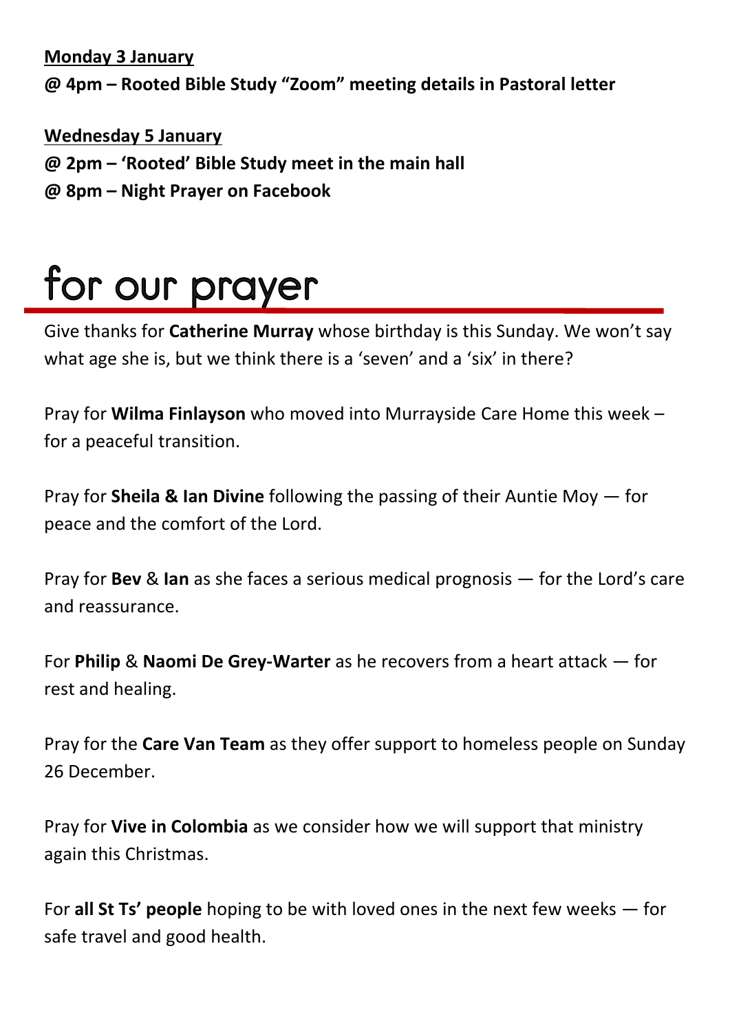**Monday 3 January**

**@ 4pm – Rooted Bible Study "Zoom" meeting details in Pastoral letter**

**Wednesday 5 January**

**@ 2pm – 'Rooted' Bible Study meet in the main hall**

**@ 8pm – Night Prayer on Facebook**

# for our prayer

Give thanks for **Catherine Murray** whose birthday is this Sunday. We won't say what age she is, but we think there is a 'seven' and a 'six' in there?

Pray for **Wilma Finlayson** who moved into Murrayside Care Home this week – for a peaceful transition.

Pray for **Sheila & Ian Divine** following the passing of their Auntie Moy — for peace and the comfort of the Lord.

Pray for **Bev** & **Ian** as she faces a serious medical prognosis — for the Lord's care and reassurance.

For **Philip** & **Naomi De Grey-Warter** as he recovers from a heart attack — for rest and healing.

Pray for the **Care Van Team** as they offer support to homeless people on Sunday 26 December.

Pray for **Vive in Colombia** as we consider how we will support that ministry again this Christmas.

For **all St Ts' people** hoping to be with loved ones in the next few weeks — for safe travel and good health.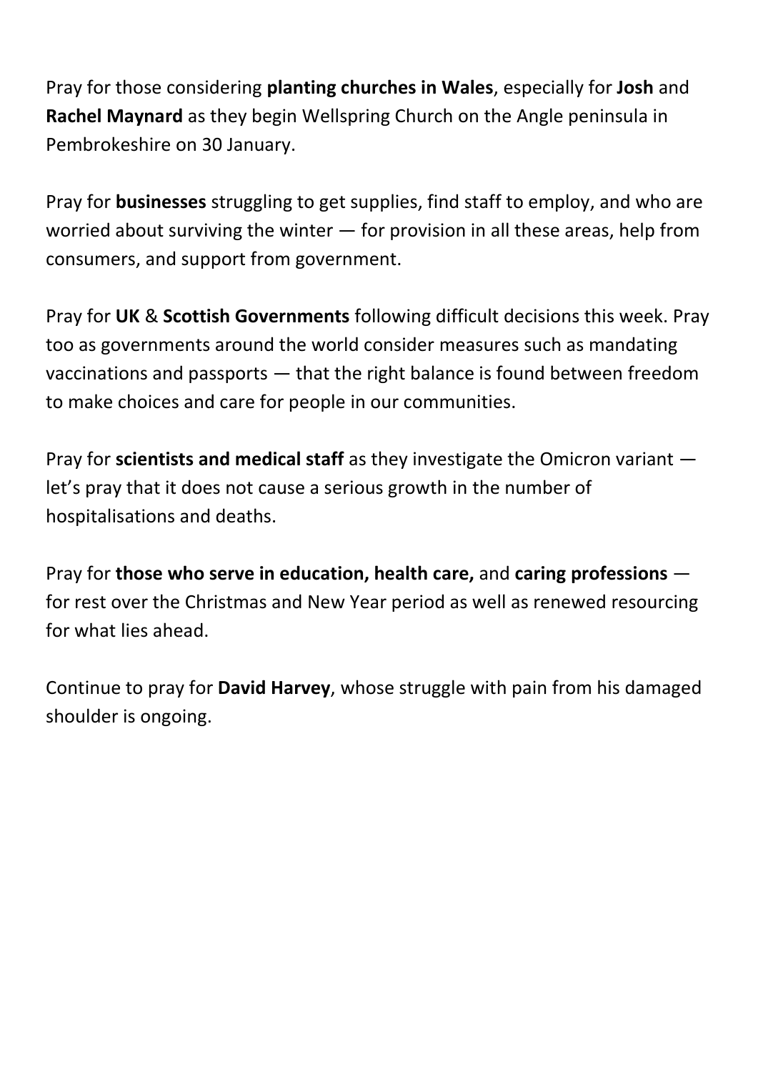Pray for those considering **planting churches in Wales**, especially for **Josh** and **Rachel Maynard** as they begin Wellspring Church on the Angle peninsula in Pembrokeshire on 30 January.

Pray for **businesses** struggling to get supplies, find staff to employ, and who are worried about surviving the winter — for provision in all these areas, help from consumers, and support from government.

Pray for **UK** & **Scottish Governments** following difficult decisions this week. Pray too as governments around the world consider measures such as mandating vaccinations and passports — that the right balance is found between freedom to make choices and care for people in our communities.

Pray for **scientists and medical staff** as they investigate the Omicron variant — let's pray that it does not cause a serious growth in the number of hospitalisations and deaths.

Pray for **those who serve in education, health care,** and **caring professions** — for rest over the Christmas and New Year period as well as renewed resourcing for what lies ahead.

Continue to pray for **David Harvey**, whose struggle with pain from his damaged shoulder is ongoing.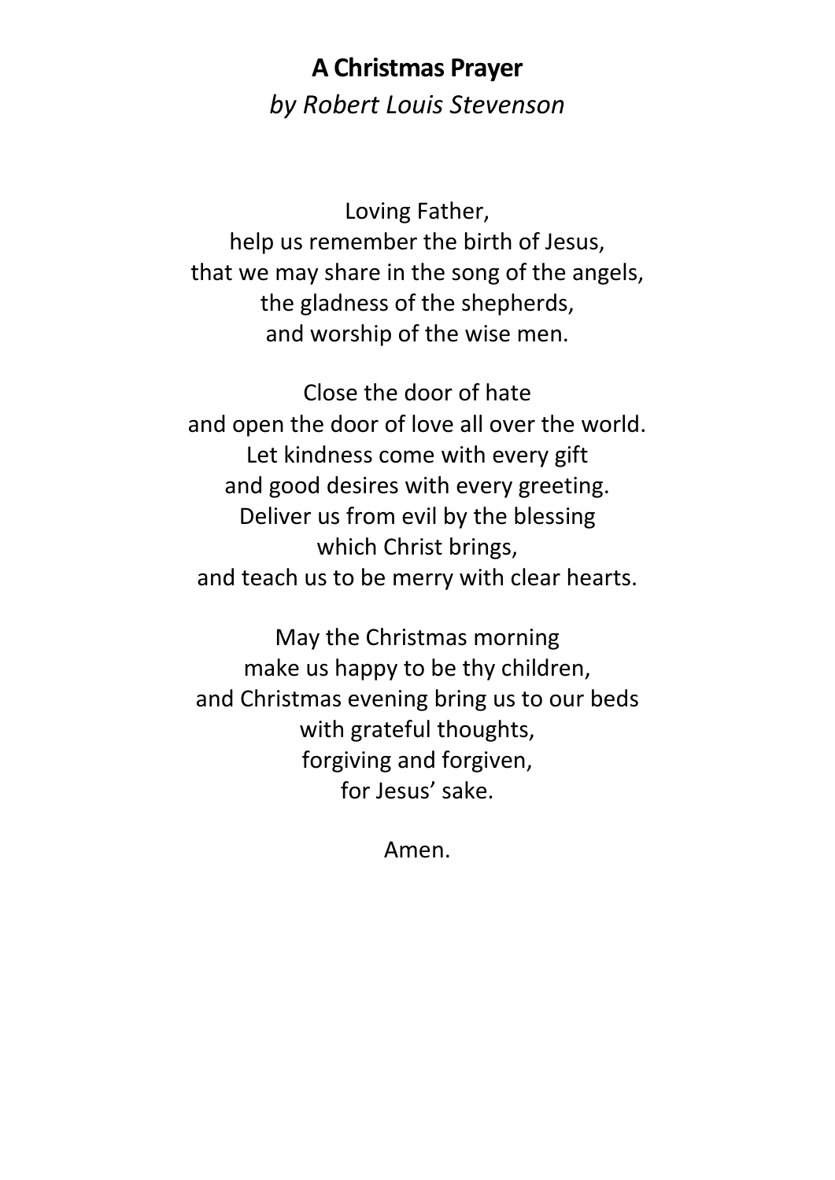# A Christmas Prayer

*by Robert Louis Stevenson*

Loving Father,  
help us remember the birth of Jesus,  
that we may share in the song of the angels,  
the gladness of the shepherds,  
and worship of the wise men.

Close the door of hate  
and open the door of love all over the world.  
Let kindness come with every gift  
and good desires with every greeting.  
Deliver us from evil by the blessing  
which Christ brings,  
and teach us to be merry with clear hearts.

May the Christmas morning  
make us happy to be thy children,  
and Christmas evening bring us to our beds  
with grateful thoughts,  
forgiving and forgiven,  
for Jesus' sake.

Amen.